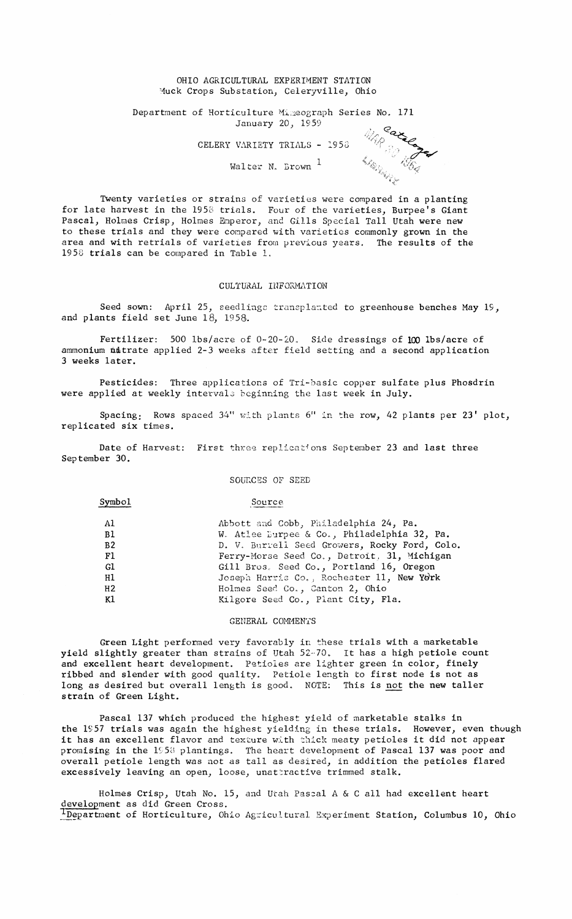OHIO AGRICULTURAL EXPERIMENT STATION
Muck Crops Substation, Celeryville, Ohio

Department of Horticulture Mimeograph Series No. 171
January 20, 1959

# CELERY VARIETY TRIALS - 1958

Walter N. Brown [1]

Twenty varieties or strains of varieties were compared in a planting for late harvest in the 1958 trials. Four of the varieties, Burpee's Giant Pascal, Holmes Crisp, Holmes Emperor, and Gills Special Tall Utah were new to these trials and they were compared with varieties commonly grown in the area and with retrials of varieties from previous years. The results of the 1958 trials can be compared in Table 1.

## CULTURAL INFORMATION

Seed sown: April 25, seedlings transplanted to greenhouse benches May 19, and plants field set June 18, 1958.

Fertilizer: 500 lbs/acre of 0-20-20. Side dressings of 100 lbs/acre of ammonium nitrate applied 2-3 weeks after field setting and a second application 3 weeks later.

Pesticides: Three applications of Tri-basic copper sulfate plus Phosdrin were applied at weekly intervals beginning the last week in July.

Spacing: Rows spaced 34" with plants 6" in the row, 42 plants per 23' plot, replicated six times.

Date of Harvest: First three replications September 23 and last three September 30.

## SOURCES OF SEED

| Symbol | Source |
|---|---|
| A1 | Abbott and Cobb, Philadelphia 24, Pa. |
| B1 | W. Atlee Burpee & Co., Philadelphia 32, Pa. |
| B2 | D. V. Burrell Seed Growers, Rocky Ford, Colo. |
| F1 | Ferry-Morse Seed Co., Detroit, 31, Michigan |
| G1 | Gill Bros. Seed Co., Portland 16, Oregon |
| H1 | Joseph Harris Co., Rochester 11, New York |
| H2 | Holmes Seed Co., Canton 2, Ohio |
| K1 | Kilgore Seed Co., Plant City, Fla. |

## GENERAL COMMENTS

Green Light performed very favorably in these trials with a marketable yield slightly greater than strains of Utah 52-70. It has a high petiole count and excellent heart development. Petioles are lighter green in color, finely ribbed and slender with good quality. Petiole length to first node is not as long as desired but overall length is good. NOTE: This is not the new taller strain of Green Light.

Pascal 137 which produced the highest yield of marketable stalks in the 1957 trials was again the highest yielding in these trials. However, even though it has an excellent flavor and texture with thick meaty petioles it did not appear promising in the 1958 plantings. The heart development of Pascal 137 was poor and overall petiole length was not as tall as desired, in addition the petioles flared excessively leaving an open, loose, unattractive trimmed stalk.

Holmes Crisp, Utah No. 15, and Utah Pascal A & C all had excellent heart development as did Green Cross.

[1] Department of Horticulture, Ohio Agricultural Experiment Station, Columbus 10, Ohio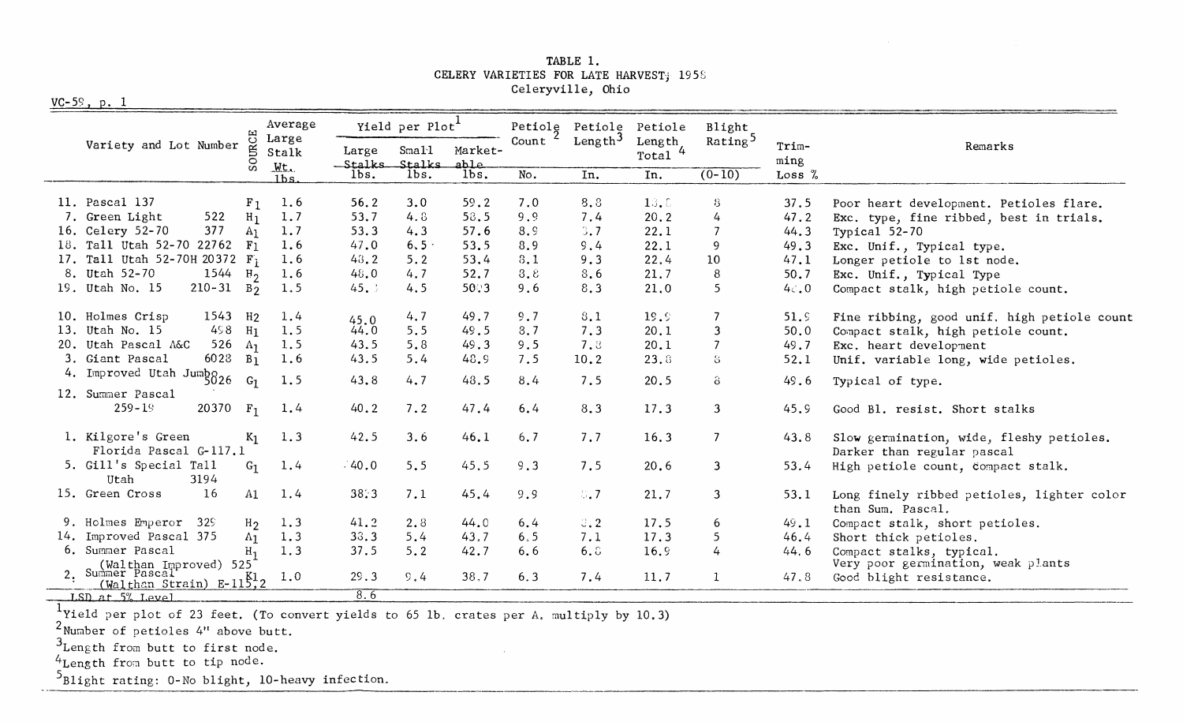VC-59, p. 1

TABLE 1.
CELERY VARIETIES FOR LATE HARVEST; 1959
Celeryville, Ohio

| Variety and Lot Number | SOURCE | Average Large Stalk Wt. lbs. | Yield per Plot[1] Large Stalks lbs. | Small Stalks lbs. | Marketable lbs. | Petiole Count [2] No. | Petiole Length[3] In. | Petiole Length Total [4] In. | Blight Rating[5] (0-10) | Trimming Loss % | Remarks |
|---|---|---|---|---|---|---|---|---|---|---|---|
| 11. Pascal 137 | $F_1$ | 1.6 | 56.2 | 3.0 | 59.2 | 7.0 | 8.8 | 18.0 | 8 | 37.5 | Poor heart development. Petioles flare. |
| 7. Green Light 522 | $H_1$ | 1.7 | 53.7 | 4.8 | 58.5 | 9.9 | 7.4 | 20.2 | 4 | 47.2 | Exc. type, fine ribbed, best in trials. |
| 16. Celery 52-70 377 | $A_1$ | 1.7 | 53.3 | 4.3 | 57.6 | 8.9 | 9.7 | 22.1 | 7 | 44.3 | Typical 52-70 |
| 18. Tall Utah 52-70 22762 | $F_1$ | 1.6 | 47.0 | 6.5 | 53.5 | 8.9 | 9.4 | 22.1 | 9 | 49.3 | Exc. Unif., Typical type. |
| 17. Tall Utah 52-70H 20372 | $F_1$ | 1.6 | 48.2 | 5.2 | 53.4 | 8.1 | 9.3 | 22.4 | 10 | 47.1 | Longer petiole to 1st node. |
| 8. Utah 52-70 1544 | $H_2$ | 1.6 | 48.0 | 4.7 | 52.7 | 8.8 | 8.6 | 21.7 | 8 | 50.7 | Exc. Unif., Typical Type |
| 19. Utah No. 15 210-31 | $B_2$ | 1.5 | 45.8 | 4.5 | 50.3 | 9.6 | 8.3 | 21.0 | 5 | 48.0 | Compact stalk, high petiole count. |
| 10. Holmes Crisp 1543 | $H_2$ | 1.4 | 45.0 | 4.7 | 49.7 | 9.7 | 8.1 | 19.9 | 7 | 51.9 | Fine ribbing, good unif. high petiole count |
| 13. Utah No. 15 498 | $H_1$ | 1.5 | 44.0 | 5.5 | 49.5 | 8.7 | 7.3 | 20.1 | 3 | 50.0 | Compact stalk, high petiole count. |
| 20. Utah Pascal A&C 526 | $A_1$ | 1.5 | 43.5 | 5.8 | 49.3 | 9.5 | 7.8 | 20.1 | 7 | 49.7 | Exc. heart development |
| 3. Giant Pascal 6028 | $B_1$ | 1.6 | 43.5 | 5.4 | 48.9 | 7.5 | 10.2 | 23.8 | 8 | 52.1 | Unif. variable long, wide petioles. |
| 4. Improved Utah Jumbo 5026 | $G_1$ | 1.5 | 43.8 | 4.7 | 48.5 | 8.4 | 7.5 | 20.5 | 8 | 49.6 | Typical of type. |
| 12. Summer Pascal 259-19 20370 | $F_1$ | 1.4 | 40.2 | 7.2 | 47.4 | 6.4 | 8.3 | 17.3 | 3 | 45.9 | Good Bl. resist. Short stalks |
| 1. Kilgore's Green Florida Pascal G-117.1 | $K_1$ | 1.3 | 42.5 | 3.6 | 46.1 | 6.7 | 7.7 | 16.3 | 7 | 43.8 | Slow germination, wide, fleshy petioles. Darker than regular pascal |
| 5. Gill's Special Tall Utah 3194 | $G_1$ | 1.4 | 40.0 | 5.5 | 45.5 | 9.3 | 7.5 | 20.6 | 3 | 53.4 | High petiole count, compact stalk. |
| 15. Green Cross 16 | $A_1$ | 1.4 | 38.3 | 7.1 | 45.4 | 9.9 | 8.7 | 21.7 | 3 | 53.1 | Long finely ribbed petioles, lighter color than Sum. Pascal. |
| 9. Holmes Emperor 329 | $H_2$ | 1.3 | 41.2 | 2.8 | 44.0 | 6.4 | 8.2 | 17.5 | 6 | 49.1 | Compact stalk, short petioles. |
| 14. Improved Pascal 375 | $A_1$ | 1.3 | 38.3 | 5.4 | 43.7 | 6.5 | 7.1 | 17.3 | 5 | 46.4 | Short thick petioles. |
| 6. Summer Pascal (Walthan Improved) 525 | $H_1$ | 1.3 | 37.5 | 5.2 | 42.7 | 6.6 | 6.8 | 16.9 | 4 | 44.6 | Compact stalks, typical. |
| 2. Summer Pascal (Walthan Strain) E-115.2 | $K_1$ | 1.0 | 29.3 | 9.4 | 38.7 | 6.3 | 7.4 | 11.7 | 1 | 47.8 | Very poor germination, weak plants. Good blight resistance. |
| LSD at 5% Level | | | 8.6 | | | | | | | | |

[1]Yield per plot of 23 feet. (To convert yields to 65 lb. crates per A. multiply by 10.3)

[2]Number of petioles 4" above butt.

[3]Length from butt to first node.

[4]Length from butt to tip node.

[5]Blight rating: 0-No blight, 10-heavy infection.